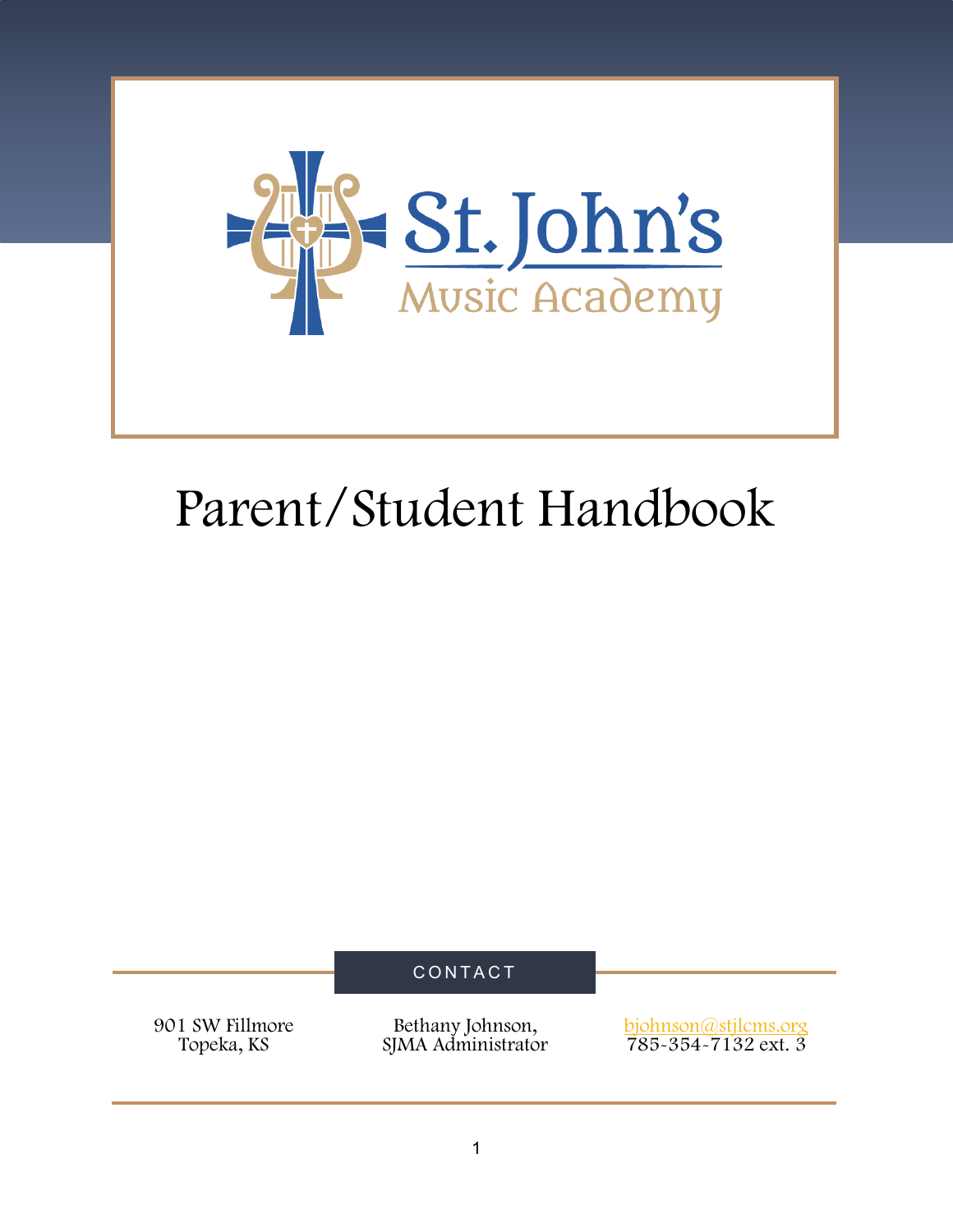# St. John's Music Academy

# Parent/Student Handbook

## CONTACT

901 SW Fillmore
Topeka, KS

Bethany Johnson,
SJMA Administrator

bjohnson@stjlcms.org
785-354-7132 ext. 3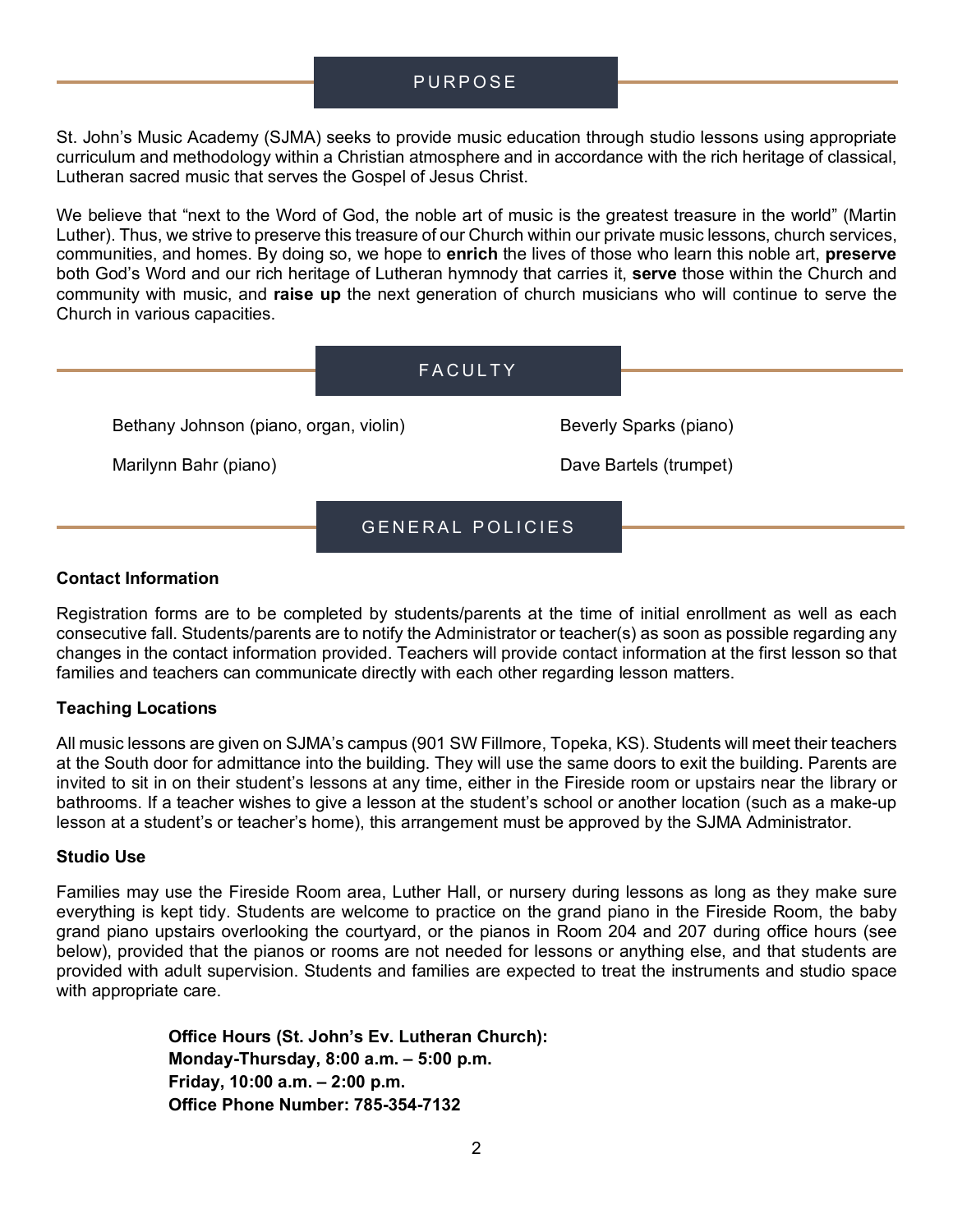## PURPOSE

St. John's Music Academy (SJMA) seeks to provide music education through studio lessons using appropriate curriculum and methodology within a Christian atmosphere and in accordance with the rich heritage of classical, Lutheran sacred music that serves the Gospel of Jesus Christ.

We believe that "next to the Word of God, the noble art of music is the greatest treasure in the world" (Martin Luther). Thus, we strive to preserve this treasure of our Church within our private music lessons, church services, communities, and homes. By doing so, we hope to **enrich** the lives of those who learn this noble art, **preserve** both God's Word and our rich heritage of Lutheran hymnody that carries it, **serve** those within the Church and community with music, and **raise up** the next generation of church musicians who will continue to serve the Church in various capacities.

## FACULTY

- Bethany Johnson (piano, organ, violin)
- Beverly Sparks (piano)
- Marilynn Bahr (piano)
- Dave Bartels (trumpet)

## GENERAL POLICIES

**Contact Information**

Registration forms are to be completed by students/parents at the time of initial enrollment as well as each consecutive fall. Students/parents are to notify the Administrator or teacher(s) as soon as possible regarding any changes in the contact information provided. Teachers will provide contact information at the first lesson so that families and teachers can communicate directly with each other regarding lesson matters.

**Teaching Locations**

All music lessons are given on SJMA's campus (901 SW Fillmore, Topeka, KS). Students will meet their teachers at the South door for admittance into the building. They will use the same doors to exit the building. Parents are invited to sit in on their student's lessons at any time, either in the Fireside room or upstairs near the library or bathrooms. If a teacher wishes to give a lesson at the student's school or another location (such as a make-up lesson at a student's or teacher's home), this arrangement must be approved by the SJMA Administrator.

**Studio Use**

Families may use the Fireside Room area, Luther Hall, or nursery during lessons as long as they make sure everything is kept tidy. Students are welcome to practice on the grand piano in the Fireside Room, the baby grand piano upstairs overlooking the courtyard, or the pianos in Room 204 and 207 during office hours (see below), provided that the pianos or rooms are not needed for lessons or anything else, and that students are provided with adult supervision. Students and families are expected to treat the instruments and studio space with appropriate care.

**Office Hours (St. John's Ev. Lutheran Church):**
**Monday-Thursday, 8:00 a.m. – 5:00 p.m.**
**Friday, 10:00 a.m. – 2:00 p.m.**
**Office Phone Number: 785-354-7132**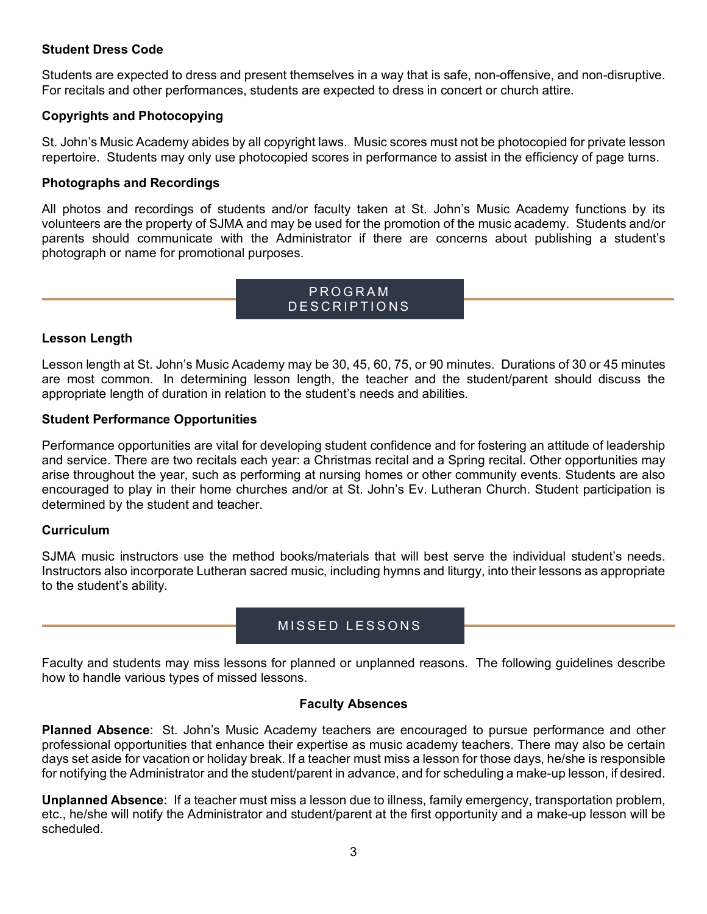### Student Dress Code

Students are expected to dress and present themselves in a way that is safe, non-offensive, and non-disruptive. For recitals and other performances, students are expected to dress in concert or church attire.

### Copyrights and Photocopying

St. John's Music Academy abides by all copyright laws. Music scores must not be photocopied for private lesson repertoire. Students may only use photocopied scores in performance to assist in the efficiency of page turns.

### Photographs and Recordings

All photos and recordings of students and/or faculty taken at St. John's Music Academy functions by its volunteers are the property of SJMA and may be used for the promotion of the music academy. Students and/or parents should communicate with the Administrator if there are concerns about publishing a student's photograph or name for promotional purposes.

## PROGRAM DESCRIPTIONS

### Lesson Length

Lesson length at St. John's Music Academy may be 30, 45, 60, 75, or 90 minutes. Durations of 30 or 45 minutes are most common. In determining lesson length, the teacher and the student/parent should discuss the appropriate length of duration in relation to the student's needs and abilities.

### Student Performance Opportunities

Performance opportunities are vital for developing student confidence and for fostering an attitude of leadership and service. There are two recitals each year: a Christmas recital and a Spring recital. Other opportunities may arise throughout the year, such as performing at nursing homes or other community events. Students are also encouraged to play in their home churches and/or at St. John's Ev. Lutheran Church. Student participation is determined by the student and teacher.

### Curriculum

SJMA music instructors use the method books/materials that will best serve the individual student's needs. Instructors also incorporate Lutheran sacred music, including hymns and liturgy, into their lessons as appropriate to the student's ability.

## MISSED LESSONS

Faculty and students may miss lessons for planned or unplanned reasons. The following guidelines describe how to handle various types of missed lessons.

### Faculty Absences

**Planned Absence**: St. John's Music Academy teachers are encouraged to pursue performance and other professional opportunities that enhance their expertise as music academy teachers. There may also be certain days set aside for vacation or holiday break. If a teacher must miss a lesson for those days, he/she is responsible for notifying the Administrator and the student/parent in advance, and for scheduling a make-up lesson, if desired.

**Unplanned Absence**: If a teacher must miss a lesson due to illness, family emergency, transportation problem, etc., he/she will notify the Administrator and student/parent at the first opportunity and a make-up lesson will be scheduled.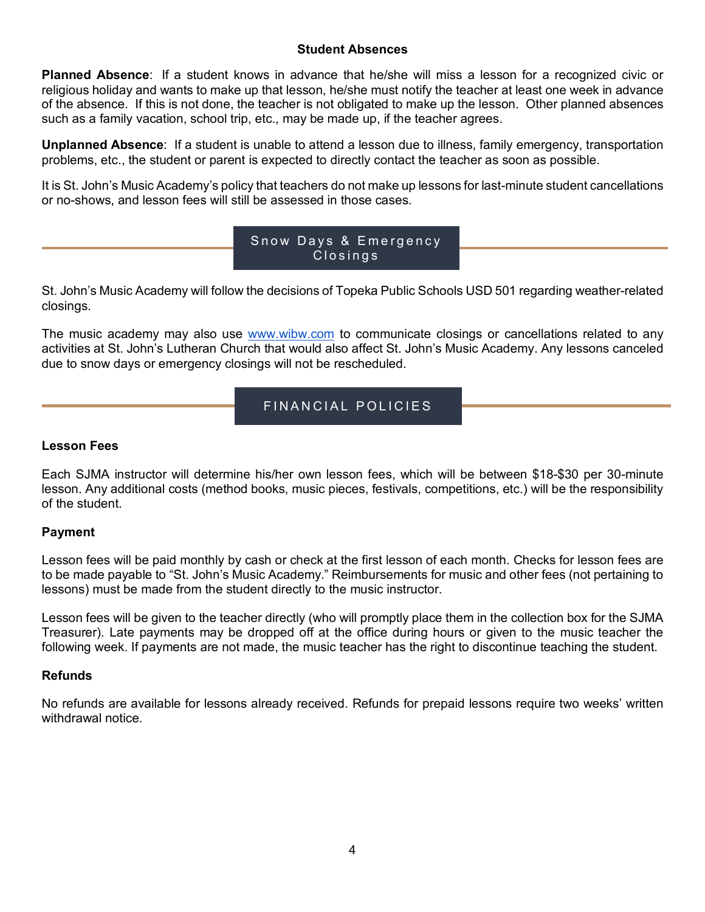### Student Absences

**Planned Absence**: If a student knows in advance that he/she will miss a lesson for a recognized civic or religious holiday and wants to make up that lesson, he/she must notify the teacher at least one week in advance of the absence. If this is not done, the teacher is not obligated to make up the lesson. Other planned absences such as a family vacation, school trip, etc., may be made up, if the teacher agrees.

**Unplanned Absence**: If a student is unable to attend a lesson due to illness, family emergency, transportation problems, etc., the student or parent is expected to directly contact the teacher as soon as possible.

It is St. John's Music Academy's policy that teachers do not make up lessons for last-minute student cancellations or no-shows, and lesson fees will still be assessed in those cases.

## Snow Days & Emergency Closings

St. John's Music Academy will follow the decisions of Topeka Public Schools USD 501 regarding weather-related closings.

The music academy may also use [www.wibw.com](http://www.wibw.com) to communicate closings or cancellations related to any activities at St. John's Lutheran Church that would also affect St. John's Music Academy. Any lessons canceled due to snow days or emergency closings will not be rescheduled.

## FINANCIAL POLICIES

### Lesson Fees

Each SJMA instructor will determine his/her own lesson fees, which will be between $18-$30 per 30-minute lesson. Any additional costs (method books, music pieces, festivals, competitions, etc.) will be the responsibility of the student.

### Payment

Lesson fees will be paid monthly by cash or check at the first lesson of each month. Checks for lesson fees are to be made payable to "St. John's Music Academy." Reimbursements for music and other fees (not pertaining to lessons) must be made from the student directly to the music instructor.

Lesson fees will be given to the teacher directly (who will promptly place them in the collection box for the SJMA Treasurer). Late payments may be dropped off at the office during hours or given to the music teacher the following week. If payments are not made, the music teacher has the right to discontinue teaching the student.

### Refunds

No refunds are available for lessons already received. Refunds for prepaid lessons require two weeks' written withdrawal notice.